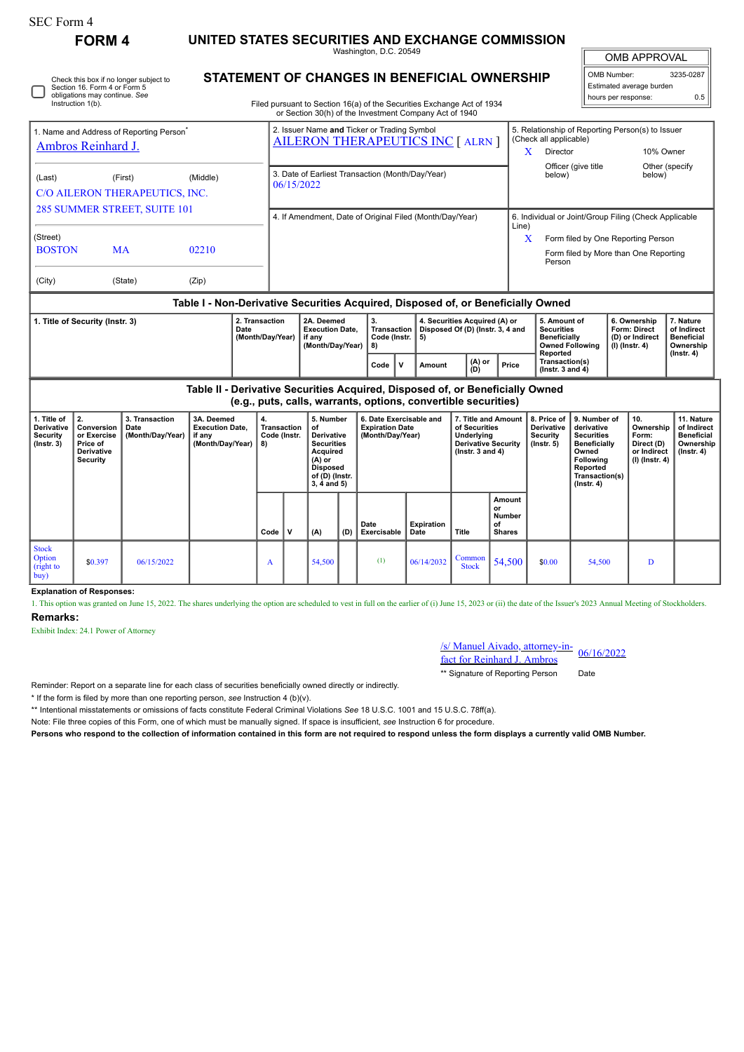SEC Form 4

**FORM 4**

# UNITED STATES SECURITIES AND EXCHANGE COMMISSION

Washington, D.C. 20549

## STATEMENT OF CHANGES IN BENEFICIAL OWNERSHIP

Filed pursuant to Section 16(a) of the Securities Exchange Act of 1934 or Section 30(h) of the Investment Company Act of 1940

| OMB APPROVAL | |
|---|---|
| OMB Number: | 3235-0287 |
| Estimated average burden | |
| hours per response: | 0.5 |

☐ Check this box if no longer subject to Section 16. Form 4 or Form 5 obligations may continue. *See* Instruction 1(b).

1. Name and Address of Reporting Person*
Ambros Reinhard J.

(Last) (First) (Middle)
C/O AILERON THERAPEUTICS, INC.
285 SUMMER STREET, SUITE 101

(Street)
BOSTON MA 02210

(City) (State) (Zip)

2. Issuer Name **and** Ticker or Trading Symbol
AILERON THERAPEUTICS INC [ ALRN ]

3. Date of Earliest Transaction (Month/Day/Year)
06/15/2022

4. If Amendment, Date of Original Filed (Month/Day/Year)

5. Relationship of Reporting Person(s) to Issuer (Check all applicable)
X Director
10% Owner
Officer (give title below)
Other (specify below)

6. Individual or Joint/Group Filing (Check Applicable Line)
X Form filed by One Reporting Person
Form filed by More than One Reporting Person

### Table I - Non-Derivative Securities Acquired, Disposed of, or Beneficially Owned

| 1. Title of Security (Instr. 3) | 2. Transaction Date (Month/Day/Year) | 2A. Deemed Execution Date, if any (Month/Day/Year) | 3. Transaction Code (Instr. 8) | | 4. Securities Acquired (A) or Disposed Of (D) (Instr. 3, 4 and 5) | | | 5. Amount of Securities Beneficially Owned Following Reported Transaction(s) (Instr. 3 and 4) | 6. Ownership Form: Direct (D) or Indirect (I) (Instr. 4) | 7. Nature of Indirect Beneficial Ownership (Instr. 4) |
|---|---|---|---|---|---|---|---|---|---|---|
| | | | Code | V | Amount | (A) or (D) | Price | | | |

### Table II - Derivative Securities Acquired, Disposed of, or Beneficially Owned (e.g., puts, calls, warrants, options, convertible securities)

| 1. Title of Derivative Security (Instr. 3) | 2. Conversion or Exercise Price of Derivative Security | 3. Transaction Date (Month/Day/Year) | 3A. Deemed Execution Date, if any (Month/Day/Year) | 4. Transaction Code (Instr. 8) | | 5. Number of Derivative Securities Acquired (A) or Disposed of (D) (Instr. 3, 4 and 5) | | 6. Date Exercisable and Expiration Date (Month/Day/Year) | | 7. Title and Amount of Securities Underlying Derivative Security (Instr. 3 and 4) | | 8. Price of Derivative Security (Instr. 5) | 9. Number of derivative Securities Beneficially Owned Following Reported Transaction(s) (Instr. 4) | 10. Ownership Form: Direct (D) or Indirect (I) (Instr. 4) | 11. Nature of Indirect Beneficial Ownership (Instr. 4) |
|---|---|---|---|---|---|---|---|---|---|---|---|---|---|---|---|
| | | | | Code | V | (A) | (D) | Date Exercisable | Expiration Date | Title | Amount or Number of Shares | | | | |
| Stock Option (right to buy) | $0.397 | 06/15/2022 | | A | | 54,500 | | (1) | 06/14/2032 | Common Stock | 54,500 | $0.00 | 54,500 | D | |

**Explanation of Responses:**

1. This option was granted on June 15, 2022. The shares underlying the option are scheduled to vest in full on the earlier of (i) June 15, 2023 or (ii) the date of the Issuer's 2023 Annual Meeting of Stockholders.

**Remarks:**

Exhibit Index: 24.1 Power of Attorney

/s/ Manuel Aivado, attorney-in-fact for Reinhard J. Ambros — 06/16/2022

** Signature of Reporting Person — Date

Reminder: Report on a separate line for each class of securities beneficially owned directly or indirectly.

* If the form is filed by more than one reporting person, *see* Instruction 4 (b)(v).

** Intentional misstatements or omissions of facts constitute Federal Criminal Violations *See* 18 U.S.C. 1001 and 15 U.S.C. 78ff(a).

Note: File three copies of this Form, one of which must be manually signed. If space is insufficient, *see* Instruction 6 for procedure.

**Persons who respond to the collection of information contained in this form are not required to respond unless the form displays a currently valid OMB Number.**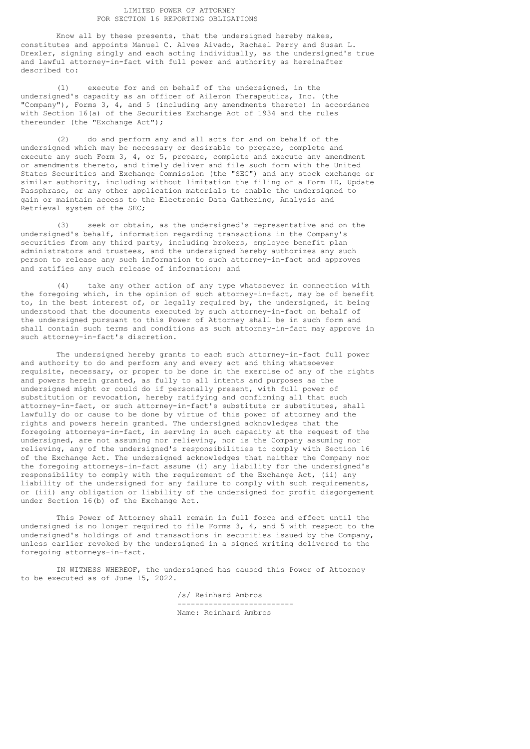# LIMITED POWER OF ATTORNEY FOR SECTION 16 REPORTING OBLIGATIONS

Know all by these presents, that the undersigned hereby makes, constitutes and appoints Manuel C. Alves Aivado, Rachael Perry and Susan L. Drexler, signing singly and each acting individually, as the undersigned's true and lawful attorney-in-fact with full power and authority as hereinafter described to:

(1) execute for and on behalf of the undersigned, in the undersigned's capacity as an officer of Aileron Therapeutics, Inc. (the "Company"), Forms 3, 4, and 5 (including any amendments thereto) in accordance with Section 16(a) of the Securities Exchange Act of 1934 and the rules thereunder (the "Exchange Act");

(2) do and perform any and all acts for and on behalf of the undersigned which may be necessary or desirable to prepare, complete and execute any such Form 3, 4, or 5, prepare, complete and execute any amendment or amendments thereto, and timely deliver and file such form with the United States Securities and Exchange Commission (the "SEC") and any stock exchange or similar authority, including without limitation the filing of a Form ID, Update Passphrase, or any other application materials to enable the undersigned to gain or maintain access to the Electronic Data Gathering, Analysis and Retrieval system of the SEC;

(3) seek or obtain, as the undersigned's representative and on the undersigned's behalf, information regarding transactions in the Company's securities from any third party, including brokers, employee benefit plan administrators and trustees, and the undersigned hereby authorizes any such person to release any such information to such attorney-in-fact and approves and ratifies any such release of information; and

(4) take any other action of any type whatsoever in connection with the foregoing which, in the opinion of such attorney-in-fact, may be of benefit to, in the best interest of, or legally required by, the undersigned, it being understood that the documents executed by such attorney-in-fact on behalf of the undersigned pursuant to this Power of Attorney shall be in such form and shall contain such terms and conditions as such attorney-in-fact may approve in such attorney-in-fact's discretion.

The undersigned hereby grants to each such attorney-in-fact full power and authority to do and perform any and every act and thing whatsoever requisite, necessary, or proper to be done in the exercise of any of the rights and powers herein granted, as fully to all intents and purposes as the undersigned might or could do if personally present, with full power of substitution or revocation, hereby ratifying and confirming all that such attorney-in-fact, or such attorney-in-fact's substitute or substitutes, shall lawfully do or cause to be done by virtue of this power of attorney and the rights and powers herein granted. The undersigned acknowledges that the foregoing attorneys-in-fact, in serving in such capacity at the request of the undersigned, are not assuming nor relieving, nor is the Company assuming nor relieving, any of the undersigned's responsibilities to comply with Section 16 of the Exchange Act. The undersigned acknowledges that neither the Company nor the foregoing attorneys-in-fact assume (i) any liability for the undersigned's responsibility to comply with the requirement of the Exchange Act, (ii) any liability of the undersigned for any failure to comply with such requirements, or (iii) any obligation or liability of the undersigned for profit disgorgement under Section 16(b) of the Exchange Act.

This Power of Attorney shall remain in full force and effect until the undersigned is no longer required to file Forms 3, 4, and 5 with respect to the undersigned's holdings of and transactions in securities issued by the Company, unless earlier revoked by the undersigned in a signed writing delivered to the foregoing attorneys-in-fact.

IN WITNESS WHEREOF, the undersigned has caused this Power of Attorney to be executed as of June 15, 2022.

/s/ Reinhard Ambros

---

Name: Reinhard Ambros